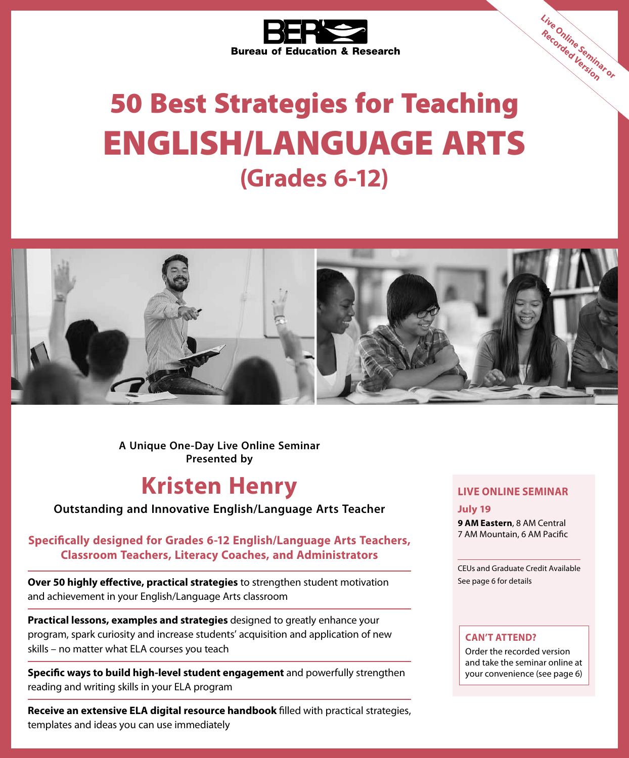BER

Bureau of Education & Research

Live Online Seminar or Recorded Version

# 50 Best Strategies for Teaching ENGLISH/LANGUAGE ARTS (Grades 6-12)

**A Unique One-Day Live Online Seminar Presented by**

## Kristen Henry

**Outstanding and Innovative English/Language Arts Teacher**

**Specifically designed for Grades 6-12 English/Language Arts Teachers, Classroom Teachers, Literacy Coaches, and Administrators**

**Over 50 highly effective, practical strategies** to strengthen student motivation and achievement in your English/Language Arts classroom

**Practical lessons, examples and strategies** designed to greatly enhance your program, spark curiosity and increase students' acquisition and application of new skills – no matter what ELA courses you teach

**Specific ways to build high-level student engagement** and powerfully strengthen reading and writing skills in your ELA program

**Receive an extensive ELA digital resource handbook** filled with practical strategies, templates and ideas you can use immediately

### LIVE ONLINE SEMINAR

**July 19**

**9 AM Eastern**, 8 AM Central
7 AM Mountain, 6 AM Pacific

CEUs and Graduate Credit Available
See page 6 for details

### CAN'T ATTEND?

Order the recorded version and take the seminar online at your convenience (see page 6)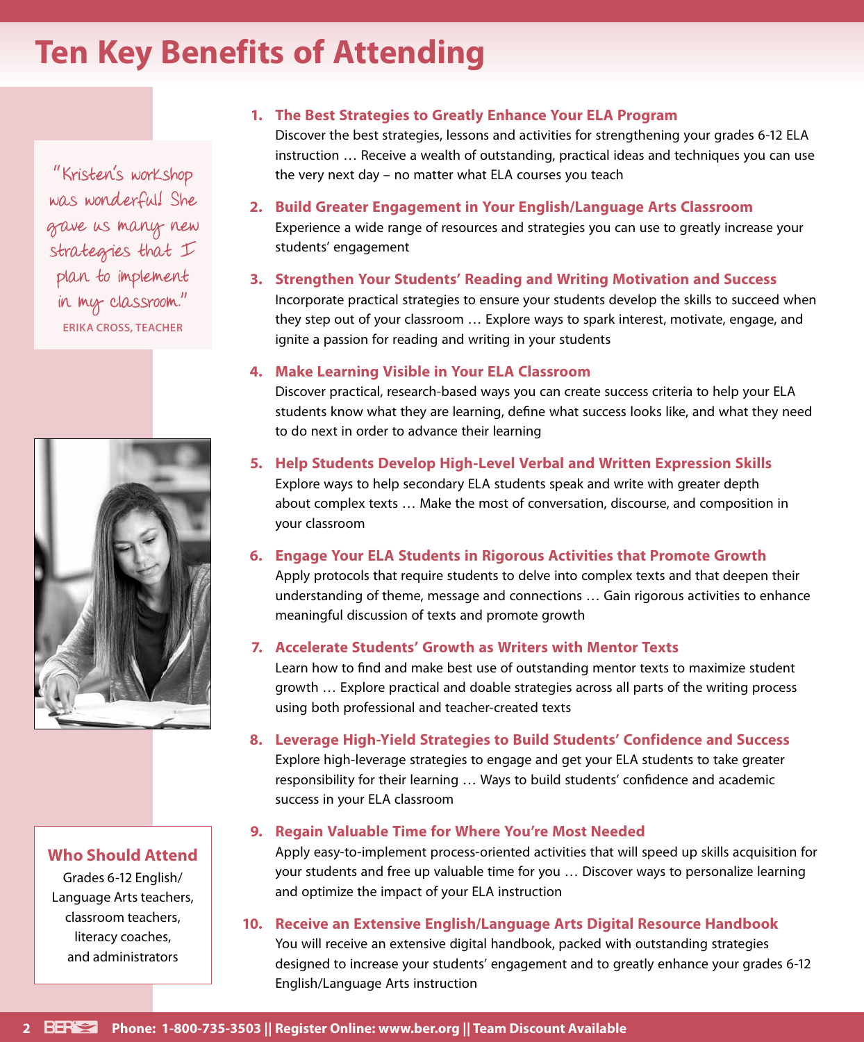# Ten Key Benefits of Attending

"Kristen's workshop was wonderful! She gave us many new strategies that I plan to implement in my classroom."
**ERIKA CROSS, TEACHER**

1. **The Best Strategies to Greatly Enhance Your ELA Program**
   Discover the best strategies, lessons and activities for strengthening your grades 6-12 ELA instruction … Receive a wealth of outstanding, practical ideas and techniques you can use the very next day – no matter what ELA courses you teach

2. **Build Greater Engagement in Your English/Language Arts Classroom**
   Experience a wide range of resources and strategies you can use to greatly increase your students' engagement

3. **Strengthen Your Students' Reading and Writing Motivation and Success**
   Incorporate practical strategies to ensure your students develop the skills to succeed when they step out of your classroom … Explore ways to spark interest, motivate, engage, and ignite a passion for reading and writing in your students

4. **Make Learning Visible in Your ELA Classroom**
   Discover practical, research-based ways you can create success criteria to help your ELA students know what they are learning, define what success looks like, and what they need to do next in order to advance their learning

5. **Help Students Develop High-Level Verbal and Written Expression Skills**
   Explore ways to help secondary ELA students speak and write with greater depth about complex texts … Make the most of conversation, discourse, and composition in your classroom

6. **Engage Your ELA Students in Rigorous Activities that Promote Growth**
   Apply protocols that require students to delve into complex texts and that deepen their understanding of theme, message and connections … Gain rigorous activities to enhance meaningful discussion of texts and promote growth

7. **Accelerate Students' Growth as Writers with Mentor Texts**
   Learn how to find and make best use of outstanding mentor texts to maximize student growth … Explore practical and doable strategies across all parts of the writing process using both professional and teacher-created texts

8. **Leverage High-Yield Strategies to Build Students' Confidence and Success**
   Explore high-leverage strategies to engage and get your ELA students to take greater responsibility for their learning … Ways to build students' confidence and academic success in your ELA classroom

9. **Regain Valuable Time for Where You're Most Needed**
   Apply easy-to-implement process-oriented activities that will speed up skills acquisition for your students and free up valuable time for you … Discover ways to personalize learning and optimize the impact of your ELA instruction

10. **Receive an Extensive English/Language Arts Digital Resource Handbook**
    You will receive an extensive digital handbook, packed with outstanding strategies designed to increase your students' engagement and to greatly enhance your grades 6-12 English/Language Arts instruction

## Who Should Attend

Grades 6-12 English/Language Arts teachers, classroom teachers, literacy coaches, and administrators

**Phone: 1-800-735-3503 || Register Online: www.ber.org || Team Discount Available**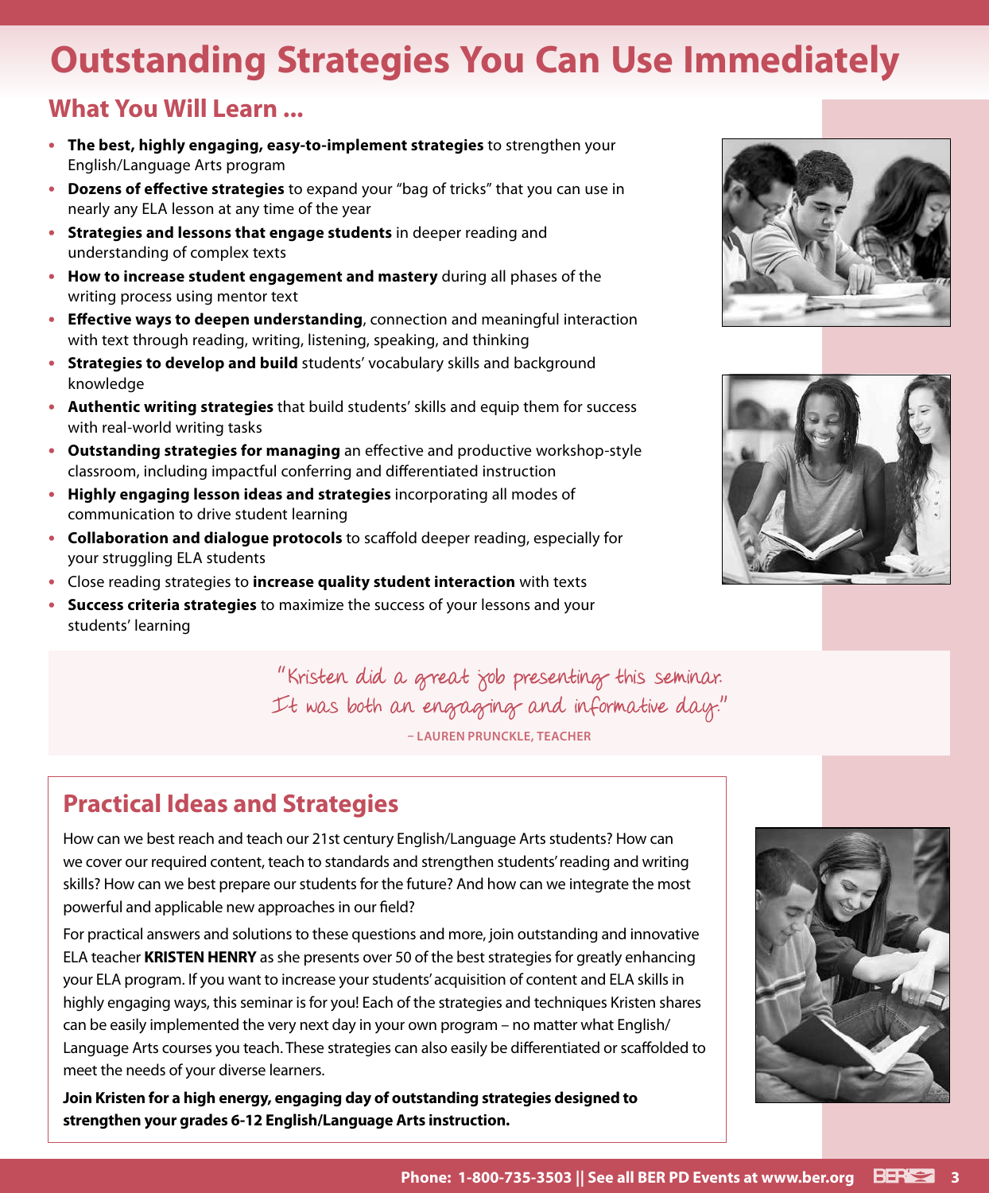# Outstanding Strategies You Can Use Immediately

## What You Will Learn ...

- **The best, highly engaging, easy-to-implement strategies** to strengthen your English/Language Arts program
- **Dozens of effective strategies** to expand your "bag of tricks" that you can use in nearly any ELA lesson at any time of the year
- **Strategies and lessons that engage students** in deeper reading and understanding of complex texts
- **How to increase student engagement and mastery** during all phases of the writing process using mentor text
- **Effective ways to deepen understanding**, connection and meaningful interaction with text through reading, writing, listening, speaking, and thinking
- **Strategies to develop and build** students' vocabulary skills and background knowledge
- **Authentic writing strategies** that build students' skills and equip them for success with real-world writing tasks
- **Outstanding strategies for managing** an effective and productive workshop-style classroom, including impactful conferring and differentiated instruction
- **Highly engaging lesson ideas and strategies** incorporating all modes of communication to drive student learning
- **Collaboration and dialogue protocols** to scaffold deeper reading, especially for your struggling ELA students
- Close reading strategies to **increase quality student interaction** with texts
- **Success criteria strategies** to maximize the success of your lessons and your students' learning

"Kristen did a great job presenting this seminar. It was both an engaging and informative day."

– LAUREN PRUNCKLE, TEACHER

## Practical Ideas and Strategies

How can we best reach and teach our 21st century English/Language Arts students? How can we cover our required content, teach to standards and strengthen students' reading and writing skills? How can we best prepare our students for the future? And how can we integrate the most powerful and applicable new approaches in our field?

For practical answers and solutions to these questions and more, join outstanding and innovative ELA teacher **KRISTEN HENRY** as she presents over 50 of the best strategies for greatly enhancing your ELA program. If you want to increase your students' acquisition of content and ELA skills in highly engaging ways, this seminar is for you! Each of the strategies and techniques Kristen shares can be easily implemented the very next day in your own program – no matter what English/Language Arts courses you teach. These strategies can also easily be differentiated or scaffolded to meet the needs of your diverse learners.

**Join Kristen for a high energy, engaging day of outstanding strategies designed to strengthen your grades 6-12 English/Language Arts instruction.**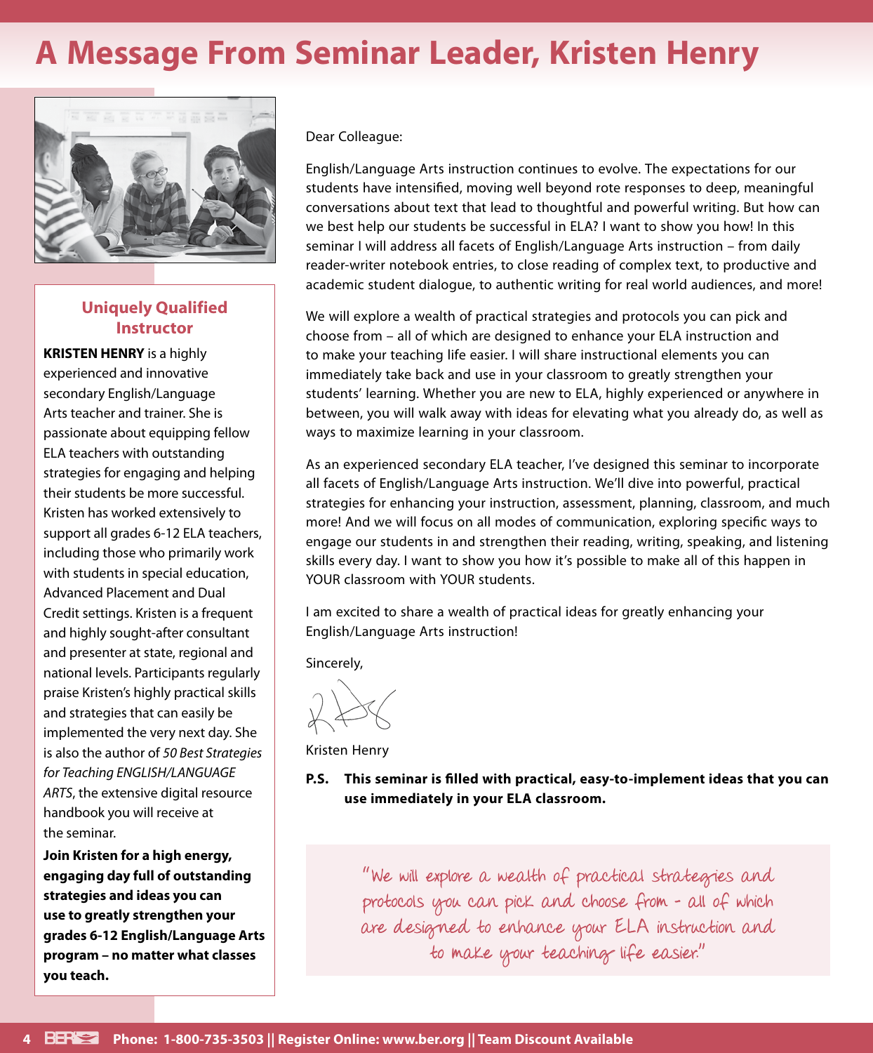# A Message From Seminar Leader, Kristen Henry

### Uniquely Qualified Instructor

**KRISTEN HENRY** is a highly experienced and innovative secondary English/Language Arts teacher and trainer. She is passionate about equipping fellow ELA teachers with outstanding strategies for engaging and helping their students be more successful. Kristen has worked extensively to support all grades 6-12 ELA teachers, including those who primarily work with students in special education, Advanced Placement and Dual Credit settings. Kristen is a frequent and highly sought-after consultant and presenter at state, regional and national levels. Participants regularly praise Kristen's highly practical skills and strategies that can easily be implemented the very next day. She is also the author of *50 Best Strategies for Teaching ENGLISH/LANGUAGE ARTS*, the extensive digital resource handbook you will receive at the seminar.

**Join Kristen for a high energy, engaging day full of outstanding strategies and ideas you can use to greatly strengthen your grades 6-12 English/Language Arts program – no matter what classes you teach.**

Dear Colleague:

English/Language Arts instruction continues to evolve. The expectations for our students have intensified, moving well beyond rote responses to deep, meaningful conversations about text that lead to thoughtful and powerful writing. But how can we best help our students be successful in ELA? I want to show you how! In this seminar I will address all facets of English/Language Arts instruction – from daily reader-writer notebook entries, to close reading of complex text, to productive and academic student dialogue, to authentic writing for real world audiences, and more!

We will explore a wealth of practical strategies and protocols you can pick and choose from – all of which are designed to enhance your ELA instruction and to make your teaching life easier. I will share instructional elements you can immediately take back and use in your classroom to greatly strengthen your students' learning. Whether you are new to ELA, highly experienced or anywhere in between, you will walk away with ideas for elevating what you already do, as well as ways to maximize learning in your classroom.

As an experienced secondary ELA teacher, I've designed this seminar to incorporate all facets of English/Language Arts instruction. We'll dive into powerful, practical strategies for enhancing your instruction, assessment, planning, classroom, and much more! And we will focus on all modes of communication, exploring specific ways to engage our students in and strengthen their reading, writing, speaking, and listening skills every day. I want to show you how it's possible to make all of this happen in YOUR classroom with YOUR students.

I am excited to share a wealth of practical ideas for greatly enhancing your English/Language Arts instruction!

Sincerely,

Kristen Henry

**P.S. This seminar is filled with practical, easy-to-implement ideas that you can use immediately in your ELA classroom.**

"We will explore a wealth of practical strategies and protocols you can pick and choose from – all of which are designed to enhance your ELA instruction and to make your teaching life easier."

Phone: 1-800-735-3503 || Register Online: www.ber.org || Team Discount Available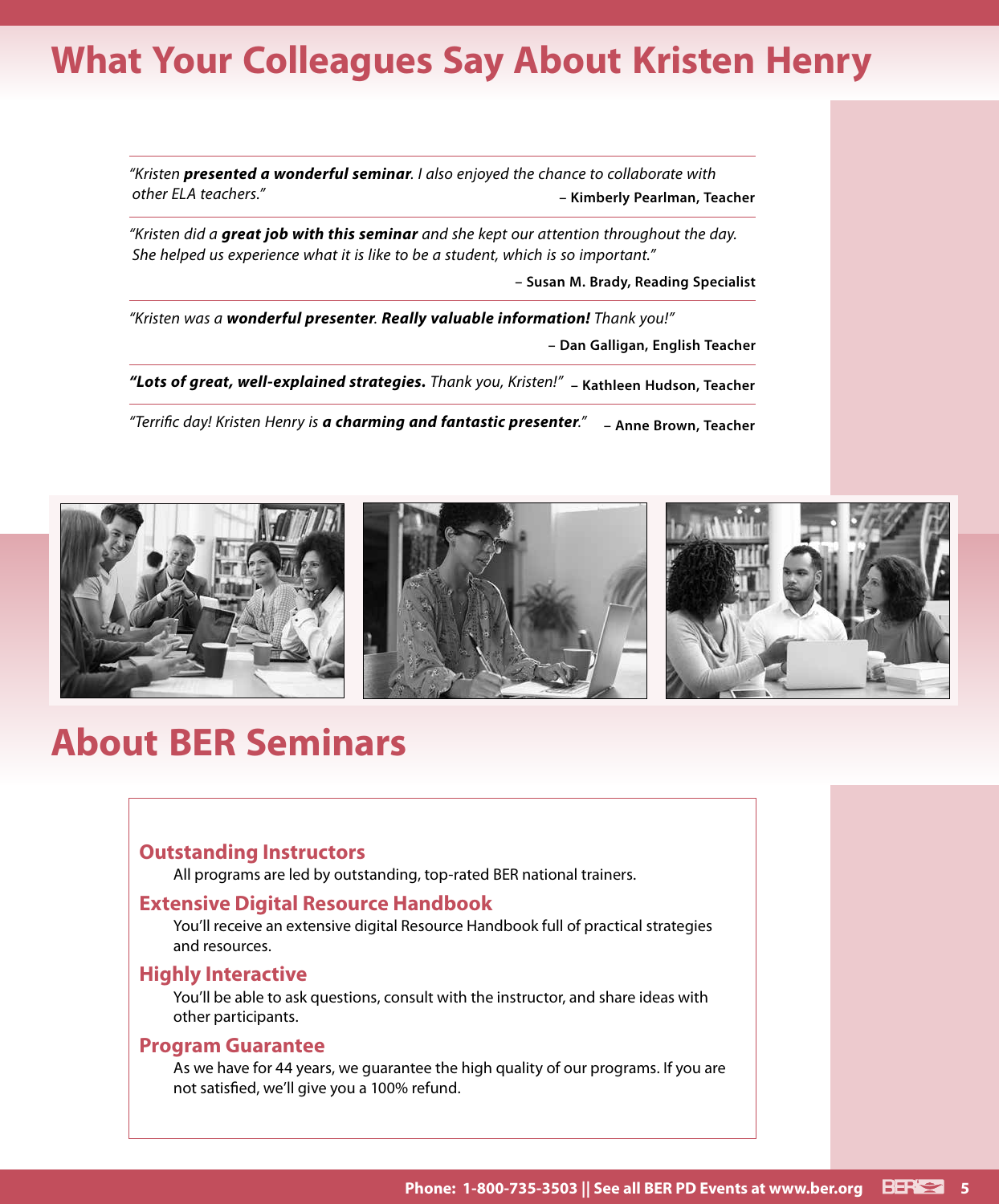# What Your Colleagues Say About Kristen Henry

*"Kristen* ***presented a wonderful seminar****. I also enjoyed the chance to collaborate with other ELA teachers."*
**– Kimberly Pearlman, Teacher**

*"Kristen did a* ***great job with this seminar*** *and she kept our attention throughout the day. She helped us experience what it is like to be a student, which is so important."*
**– Susan M. Brady, Reading Specialist**

*"Kristen was a* ***wonderful presenter****.* ***Really valuable information!*** *Thank you!"*
**– Dan Galligan, English Teacher**

***"Lots of great, well-explained strategies.*** *Thank you, Kristen!"* **– Kathleen Hudson, Teacher**

*"Terrific day! Kristen Henry is* ***a charming and fantastic presenter****."* **– Anne Brown, Teacher**

# About BER Seminars

### Outstanding Instructors

All programs are led by outstanding, top-rated BER national trainers.

### Extensive Digital Resource Handbook

You'll receive an extensive digital Resource Handbook full of practical strategies and resources.

### Highly Interactive

You'll be able to ask questions, consult with the instructor, and share ideas with other participants.

### Program Guarantee

As we have for 44 years, we guarantee the high quality of our programs. If you are not satisfied, we'll give you a 100% refund.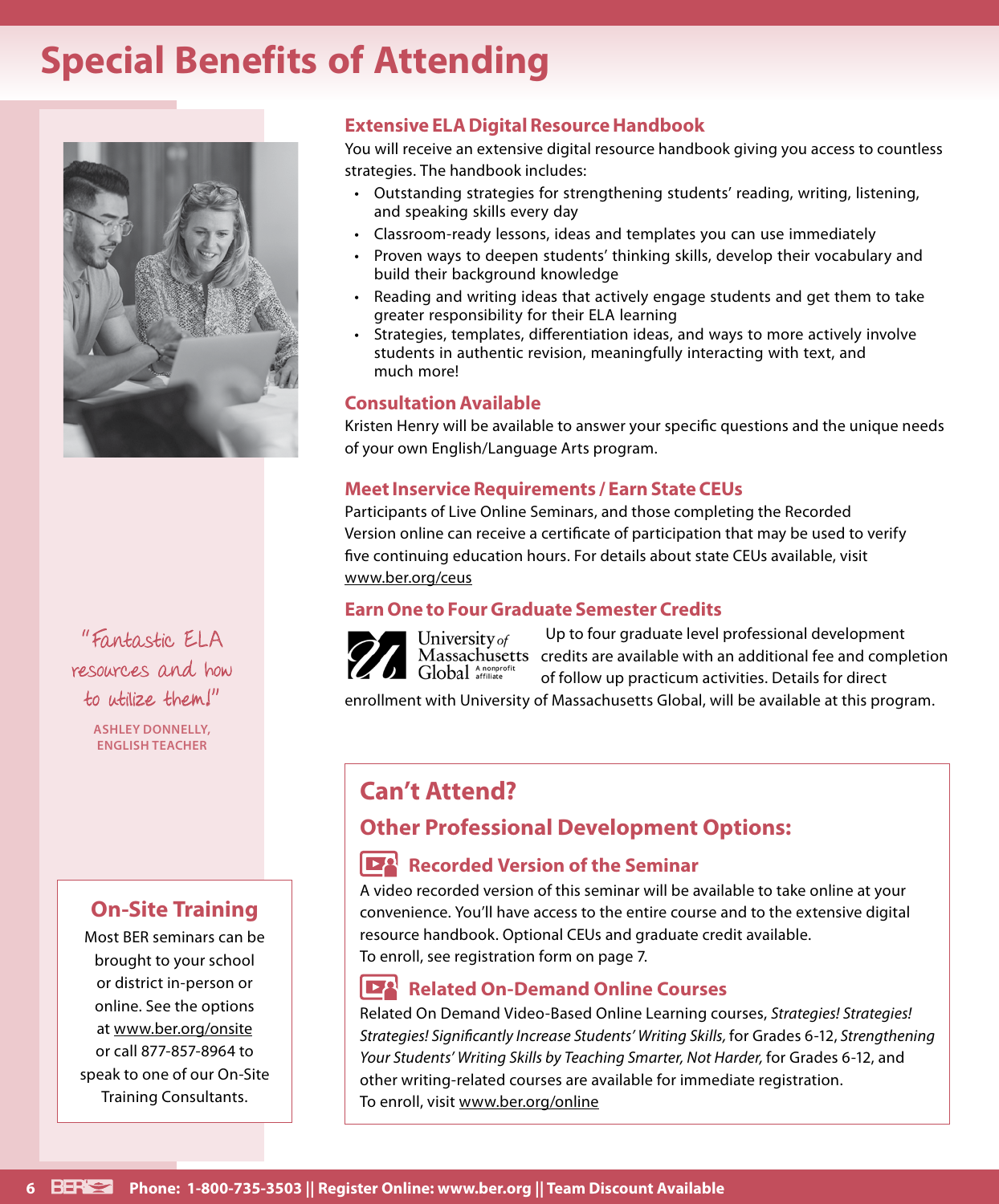# Special Benefits of Attending

## Extensive ELA Digital Resource Handbook

You will receive an extensive digital resource handbook giving you access to countless strategies. The handbook includes:

- Outstanding strategies for strengthening students' reading, writing, listening, and speaking skills every day
- Classroom-ready lessons, ideas and templates you can use immediately
- Proven ways to deepen students' thinking skills, develop their vocabulary and build their background knowledge
- Reading and writing ideas that actively engage students and get them to take greater responsibility for their ELA learning
- Strategies, templates, differentiation ideas, and ways to more actively involve students in authentic revision, meaningfully interacting with text, and much more!

## Consultation Available

Kristen Henry will be available to answer your specific questions and the unique needs of your own English/Language Arts program.

## Meet Inservice Requirements / Earn State CEUs

Participants of Live Online Seminars, and those completing the Recorded Version online can receive a certificate of participation that may be used to verify five continuing education hours. For details about state CEUs available, visit www.ber.org/ceus

## Earn One to Four Graduate Semester Credits

University of Massachusetts Global A nonprofit affiliate

Up to four graduate level professional development credits are available with an additional fee and completion of follow up practicum activities. Details for direct enrollment with University of Massachusetts Global, will be available at this program.

"Fantastic ELA resources and how to utilize them!"

ASHLEY DONNELLY, ENGLISH TEACHER

## On-Site Training

Most BER seminars can be brought to your school or district in-person or online. See the options at www.ber.org/onsite or call 877-857-8964 to speak to one of our On-Site Training Consultants.

## Can't Attend?

## Other Professional Development Options:

### Recorded Version of the Seminar

A video recorded version of this seminar will be available to take online at your convenience. You'll have access to the entire course and to the extensive digital resource handbook. Optional CEUs and graduate credit available.
To enroll, see registration form on page 7.

### Related On-Demand Online Courses

Related On Demand Video-Based Online Learning courses, *Strategies! Strategies! Strategies! Significantly Increase Students' Writing Skills,* for Grades 6-12, *Strengthening Your Students' Writing Skills by Teaching Smarter, Not Harder,* for Grades 6-12, and other writing-related courses are available for immediate registration.
To enroll, visit www.ber.org/online

**Phone: 1-800-735-3503 || Register Online: www.ber.org || Team Discount Available**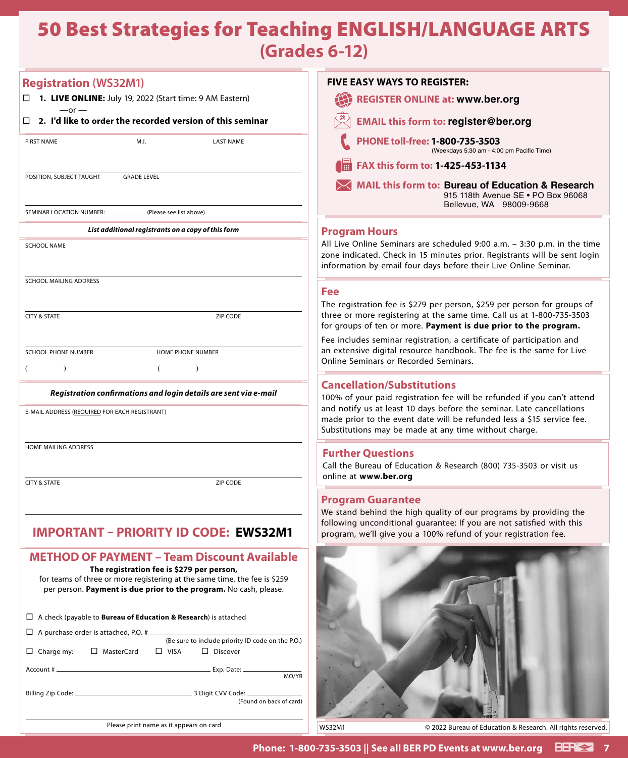# 50 Best Strategies for Teaching ENGLISH/LANGUAGE ARTS (Grades 6-12)

## Registration (WS32M1)

☐ **1. LIVE ONLINE:** July 19, 2022 (Start time: 9 AM Eastern)

—or —

☐ **2. I'd like to order the recorded version of this seminar**

FIRST NAME M.I. LAST NAME

POSITION, SUBJECT TAUGHT GRADE LEVEL

SEMINAR LOCATION NUMBER: ________ (Please see list above)

***List additional registrants on a copy of this form***

SCHOOL NAME

SCHOOL MAILING ADDRESS

CITY & STATE ZIP CODE

SCHOOL PHONE NUMBER HOME PHONE NUMBER

( ) ( )

***Registration confirmations and login details are sent via e-mail***

E-MAIL ADDRESS (REQUIRED FOR EACH REGISTRANT)

HOME MAILING ADDRESS

CITY & STATE ZIP CODE

## IMPORTANT – PRIORITY ID CODE: EWS32M1

## METHOD OF PAYMENT – Team Discount Available

**The registration fee is $279 per person,** for teams of three or more registering at the same time, the fee is $259 per person. **Payment is due prior to the program.** No cash, please.

☐ A check (payable to **Bureau of Education & Research**) is attached

☐ A purchase order is attached, P.O. # ________
(Be sure to include priority ID code on the P.O.)

☐ Charge my: ☐ MasterCard ☐ VISA ☐ Discover

Account # ________ Exp. Date: ________ MO/YR

Billing Zip Code: ________ 3 Digit CVV Code: ________ (Found on back of card)

Please print name as it appears on card

## FIVE EASY WAYS TO REGISTER:

**REGISTER ONLINE at:** **www.ber.org**

**EMAIL this form to:** **register@ber.org**

**PHONE toll-free:** **1-800-735-3503** (Weekdays 5:30 am - 4:00 pm Pacific Time)

**FAX this form to:** **1-425-453-1134**

**MAIL this form to:** **Bureau of Education & Research**
915 118th Avenue SE • PO Box 96068
Bellevue, WA 98009-9668

## Program Hours

All Live Online Seminars are scheduled 9:00 a.m. – 3:30 p.m. in the time zone indicated. Check in 15 minutes prior. Registrants will be sent login information by email four days before their Live Online Seminar.

## Fee

The registration fee is $279 per person, $259 per person for groups of three or more registering at the same time. Call us at 1-800-735-3503 for groups of ten or more. **Payment is due prior to the program.**

Fee includes seminar registration, a certificate of participation and an extensive digital resource handbook. The fee is the same for Live Online Seminars or Recorded Seminars.

## Cancellation/Substitutions

100% of your paid registration fee will be refunded if you can't attend and notify us at least 10 days before the seminar. Late cancellations made prior to the event date will be refunded less a $15 service fee. Substitutions may be made at any time without charge.

## Further Questions

Call the Bureau of Education & Research (800) 735-3503 or visit us online at **www.ber.org**

## Program Guarantee

We stand behind the high quality of our programs by providing the following unconditional guarantee: If you are not satisfied with this program, we'll give you a 100% refund of your registration fee.

WS32M1 © 2022 Bureau of Education & Research. All rights reserved.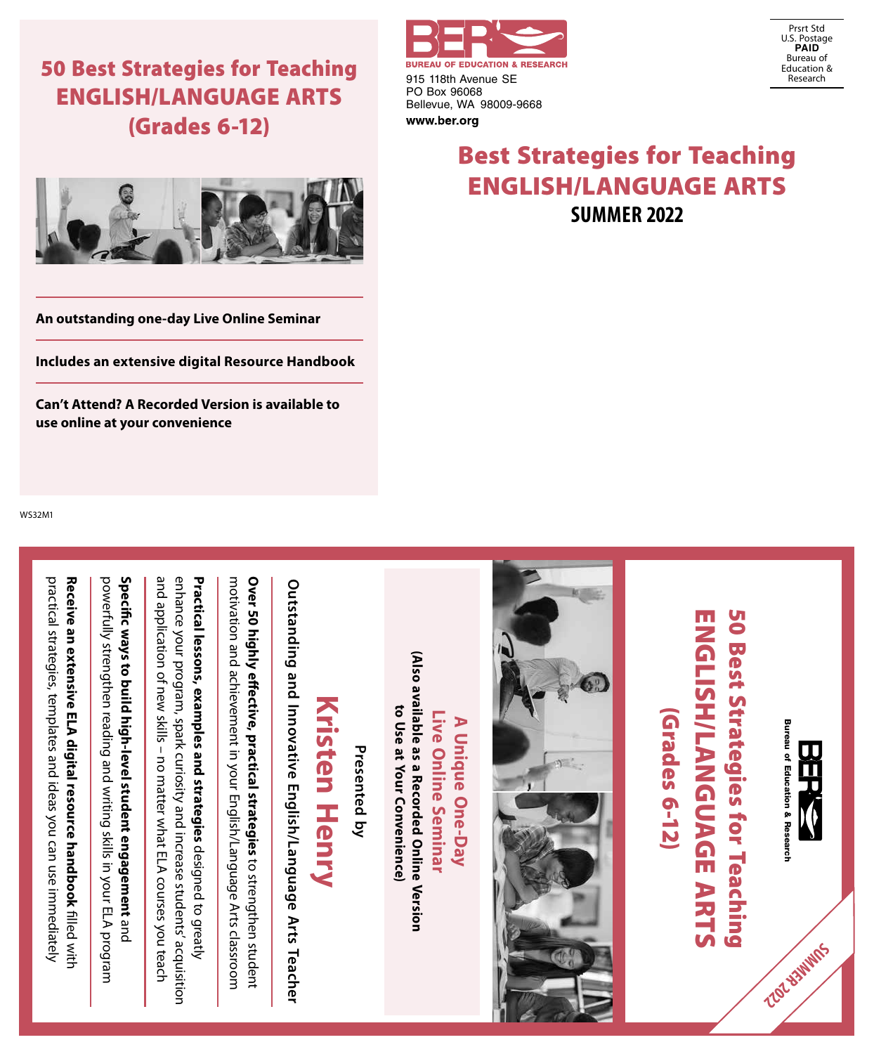## 50 Best Strategies for Teaching ENGLISH/LANGUAGE ARTS (Grades 6-12)

**An outstanding one-day Live Online Seminar**

**Includes an extensive digital Resource Handbook**

**Can't Attend? A Recorded Version is available to use online at your convenience**

WS32M1

BER
BUREAU OF EDUCATION & RESEARCH
915 118th Avenue SE
PO Box 96068
Bellevue, WA 98009-9668
**www.ber.org**

Prsrt Std
U.S. Postage
**PAID**
Bureau of Education & Research

## Best Strategies for Teaching ENGLISH/LANGUAGE ARTS

**SUMMER 2022**

## 50 Best Strategies for Teaching ENGLISH/LANGUAGE ARTS (Grades 6-12)

Bureau of Education & Research

SUMMER 2022

**A Unique One-Day Live Online Seminar**

**(Also available as a Recorded Online Version to Use at Your Convenience)**

Presented by

# Kristen Henry

**Outstanding and Innovative English/Language Arts Teacher**

**Over 50 highly effective, practical strategies** to strengthen student motivation and achievement in your English/Language Arts classroom

**Practical lessons, examples and strategies** designed to greatly enhance your program, spark curiosity and increase students' acquisition and application of new skills – no matter what ELA courses you teach

**Specific ways to build high-level student engagement** and powerfully strengthen reading and writing skills in your ELA program

**Receive an extensive ELA digital resource handbook** filled with practical strategies, templates and ideas you can use immediately